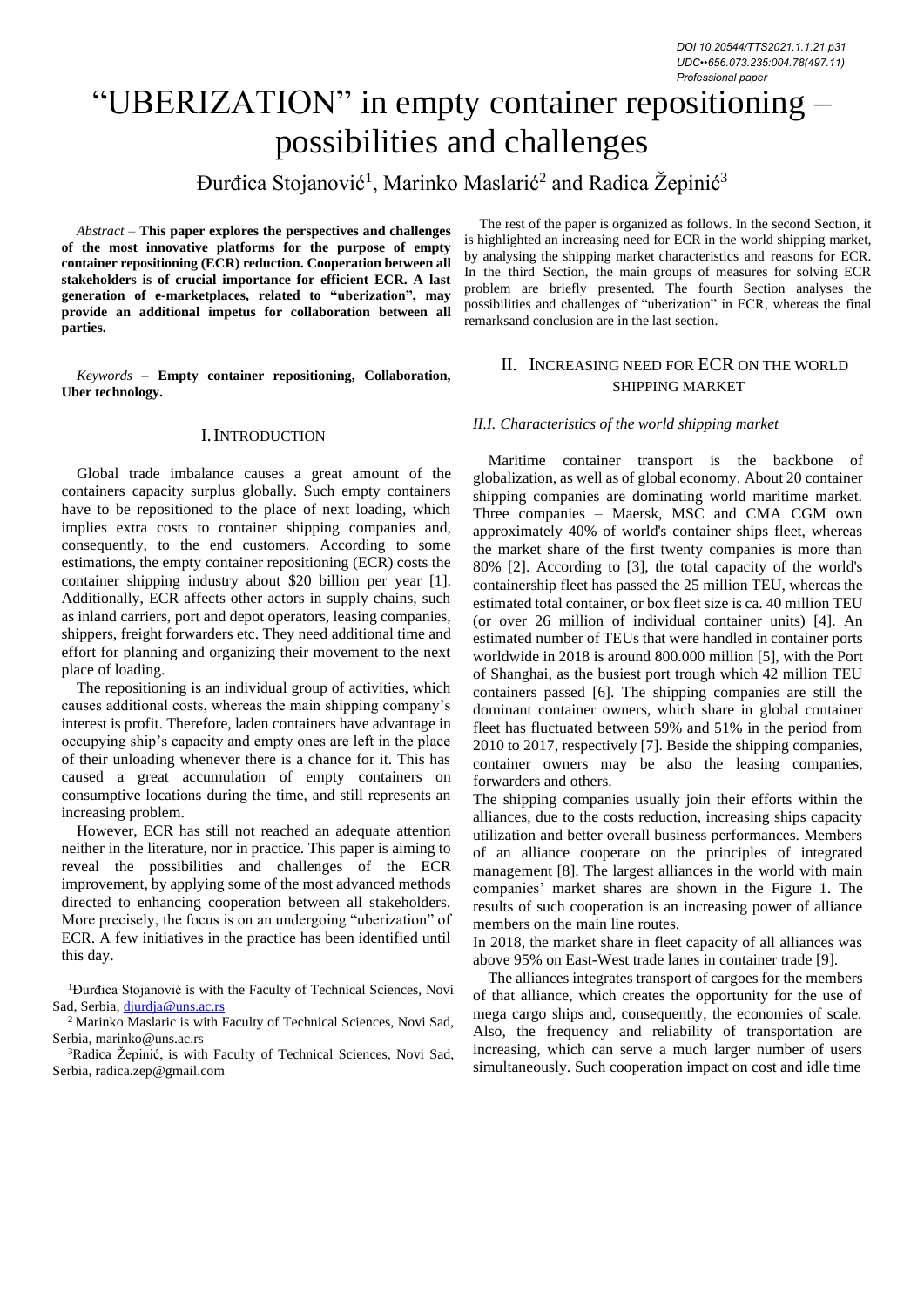DOI 10.20544/TTS2021.1.1.21.p31
UDC••656.073.235:004.78(497.11)
Professional paper

# "UBERIZATION" in empty container repositioning – possibilities and challenges

Đurđica Stojanović[1], Marinko Maslarić[2] and Radica Žepinić[3]

*Abstract* – **This paper explores the perspectives and challenges of the most innovative platforms for the purpose of empty container repositioning (ECR) reduction. Cooperation between all stakeholders is of crucial importance for efficient ECR. A last generation of e-marketplaces, related to "uberization", may provide an additional impetus for collaboration between all parties.**

*Keywords* – **Empty container repositioning, Collaboration, Uber technology.**

## I. INTRODUCTION

Global trade imbalance causes a great amount of the containers capacity surplus globally. Such empty containers have to be repositioned to the place of next loading, which implies extra costs to container shipping companies and, consequently, to the end customers. According to some estimations, the empty container repositioning (ECR) costs the container shipping industry about $20 billion per year [1]. Additionally, ECR affects other actors in supply chains, such as inland carriers, port and depot operators, leasing companies, shippers, freight forwarders etc. They need additional time and effort for planning and organizing their movement to the next place of loading.

The repositioning is an individual group of activities, which causes additional costs, whereas the main shipping company's interest is profit. Therefore, laden containers have advantage in occupying ship's capacity and empty ones are left in the place of their unloading whenever there is a chance for it. This has caused a great accumulation of empty containers on consumptive locations during the time, and still represents an increasing problem.

However, ECR has still not reached an adequate attention neither in the literature, nor in practice. This paper is aiming to reveal the possibilities and challenges of the ECR improvement, by applying some of the most advanced methods directed to enhancing cooperation between all stakeholders. More precisely, the focus is on an undergoing "uberization" of ECR. A few initiatives in the practice has been identified until this day.

[1]Đurđica Stojanović is with the Faculty of Technical Sciences, Novi Sad, Serbia, djurdja@uns.ac.rs

[2] Marinko Maslaric is with Faculty of Technical Sciences, Novi Sad, Serbia, marinko@uns.ac.rs

[3]Radica Žepinić, is with Faculty of Technical Sciences, Novi Sad, Serbia, radica.zep@gmail.com

The rest of the paper is organized as follows. In the second Section, it is highlighted an increasing need for ECR in the world shipping market, by analysing the shipping market characteristics and reasons for ECR. In the third Section, the main groups of measures for solving ECR problem are briefly presented. The fourth Section analyses the possibilities and challenges of "uberization" in ECR, whereas the final remarksand conclusion are in the last section.

## II. INCREASING NEED FOR ECR ON THE WORLD SHIPPING MARKET

### *II.I. Characteristics of the world shipping market*

Maritime container transport is the backbone of globalization, as well as of global economy. About 20 container shipping companies are dominating world maritime market. Three companies – Maersk, MSC and CMA CGM own approximately 40% of world's container ships fleet, whereas the market share of the first twenty companies is more than 80% [2]. According to [3], the total capacity of the world's containership fleet has passed the 25 million TEU, whereas the estimated total container, or box fleet size is ca. 40 million TEU (or over 26 million of individual container units) [4]. An estimated number of TEUs that were handled in container ports worldwide in 2018 is around 800.000 million [5], with the Port of Shanghai, as the busiest port trough which 42 million TEU containers passed [6]. The shipping companies are still the dominant container owners, which share in global container fleet has fluctuated between 59% and 51% in the period from 2010 to 2017, respectively [7]. Beside the shipping companies, container owners may be also the leasing companies, forwarders and others.

The shipping companies usually join their efforts within the alliances, due to the costs reduction, increasing ships capacity utilization and better overall business performances. Members of an alliance cooperate on the principles of integrated management [8]. The largest alliances in the world with main companies' market shares are shown in the Figure 1. The results of such cooperation is an increasing power of alliance members on the main line routes.

In 2018, the market share in fleet capacity of all alliances was above 95% on East-West trade lanes in container trade [9].

The alliances integrates transport of cargoes for the members of that alliance, which creates the opportunity for the use of mega cargo ships and, consequently, the economies of scale. Also, the frequency and reliability of transportation are increasing, which can serve a much larger number of users simultaneously. Such cooperation impact on cost and idle time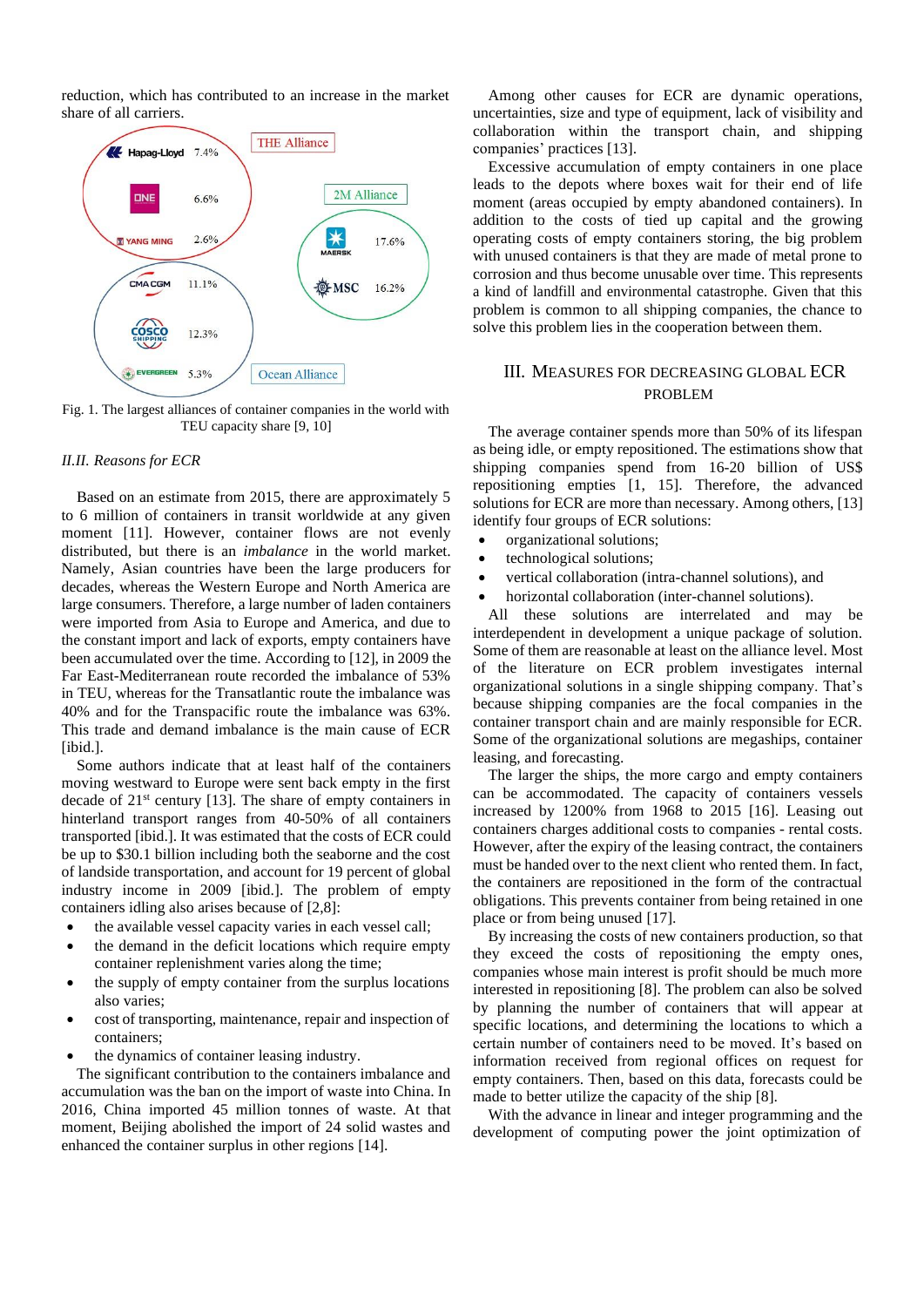reduction, which has contributed to an increase in the market share of all carriers.

Fig. 1. The largest alliances of container companies in the world with TEU capacity share [9, 10]

### II.II. *Reasons for ECR*

Based on an estimate from 2015, there are approximately 5 to 6 million of containers in transit worldwide at any given moment [11]. However, container flows are not evenly distributed, but there is an *imbalance* in the world market. Namely, Asian countries have been the large producers for decades, whereas the Western Europe and North America are large consumers. Therefore, a large number of laden containers were imported from Asia to Europe and America, and due to the constant import and lack of exports, empty containers have been accumulated over the time. According to [12], in 2009 the Far East-Mediterranean route recorded the imbalance of 53% in TEU, whereas for the Transatlantic route the imbalance was 40% and for the Transpacific route the imbalance was 63%. This trade and demand imbalance is the main cause of ECR [ibid.].

Some authors indicate that at least half of the containers moving westward to Europe were sent back empty in the first decade of 21st century [13]. The share of empty containers in hinterland transport ranges from 40-50% of all containers transported [ibid.]. It was estimated that the costs of ECR could be up to $30.1 billion including both the seaborne and the cost of landside transportation, and account for 19 percent of global industry income in 2009 [ibid.]. The problem of empty containers idling also arises because of [2,8]:

- the available vessel capacity varies in each vessel call;
- the demand in the deficit locations which require empty container replenishment varies along the time;
- the supply of empty container from the surplus locations also varies;
- cost of transporting, maintenance, repair and inspection of containers;
- the dynamics of container leasing industry.

The significant contribution to the containers imbalance and accumulation was the ban on the import of waste into China. In 2016, China imported 45 million tonnes of waste. At that moment, Beijing abolished the import of 24 solid wastes and enhanced the container surplus in other regions [14].

Among other causes for ECR are dynamic operations, uncertainties, size and type of equipment, lack of visibility and collaboration within the transport chain, and shipping companies' practices [13].

Excessive accumulation of empty containers in one place leads to the depots where boxes wait for their end of life moment (areas occupied by abandoned containers). In addition to the costs of tied up capital and the growing operating costs of empty containers storing, the big problem with unused containers is that they are made of metal prone to corrosion and thus become unusable over time. This represents a kind of landfill and environmental catastrophe. Given that this problem is common to all shipping companies, the chance to solve this problem lies in the cooperation between them.

## III. Measures for Decreasing Global ECR Problem

The average container spends more than 50% of its lifespan as being idle, or empty repositioned. The estimations show that shipping companies spend from 16-20 billion of US$ repositioning empties [1, 15]. Therefore, the advanced solutions for ECR are more than necessary. Among others, [13] identify four groups of ECR solutions:

- organizational solutions;
- technological solutions;
- vertical collaboration (intra-channel solutions), and
- horizontal collaboration (inter-channel solutions).

All these solutions are interrelated and may be interdependent in development a unique package of solution. Some of them are reasonable at least on the alliance level. Most of the literature on ECR problem investigates internal organizational solutions in a single shipping company. That's because shipping companies are the focal companies in the container transport chain and are mainly responsible for ECR. Some of the organizational solutions are megaships, container leasing, and forecasting.

The larger the ships, the more cargo and empty containers can be accommodated. The capacity of containers vessels increased by 1200% from 1968 to 2015 [16]. Leasing out containers charges additional costs to companies - rental costs. However, after the expiry of the leasing contract, the containers must be handed over to the next client who rented them. In fact, the containers are repositioned in the form of the contractual obligations. This prevents container from being retained in one place or from being unused [17].

By increasing the costs of new containers production, so that they exceed the costs of repositioning the empty ones, companies whose main interest is profit should be much more interested in repositioning [8]. The problem can also be solved by planning the number of containers that will appear at specific locations, and determining the locations to which a certain number of containers need to be moved. It's based on information received from regional offices on request for empty containers. Then, based on this data, forecasts could be made to better utilize the capacity of the ship [8].

With the advance in linear and integer programming and the development of computing power the joint optimization of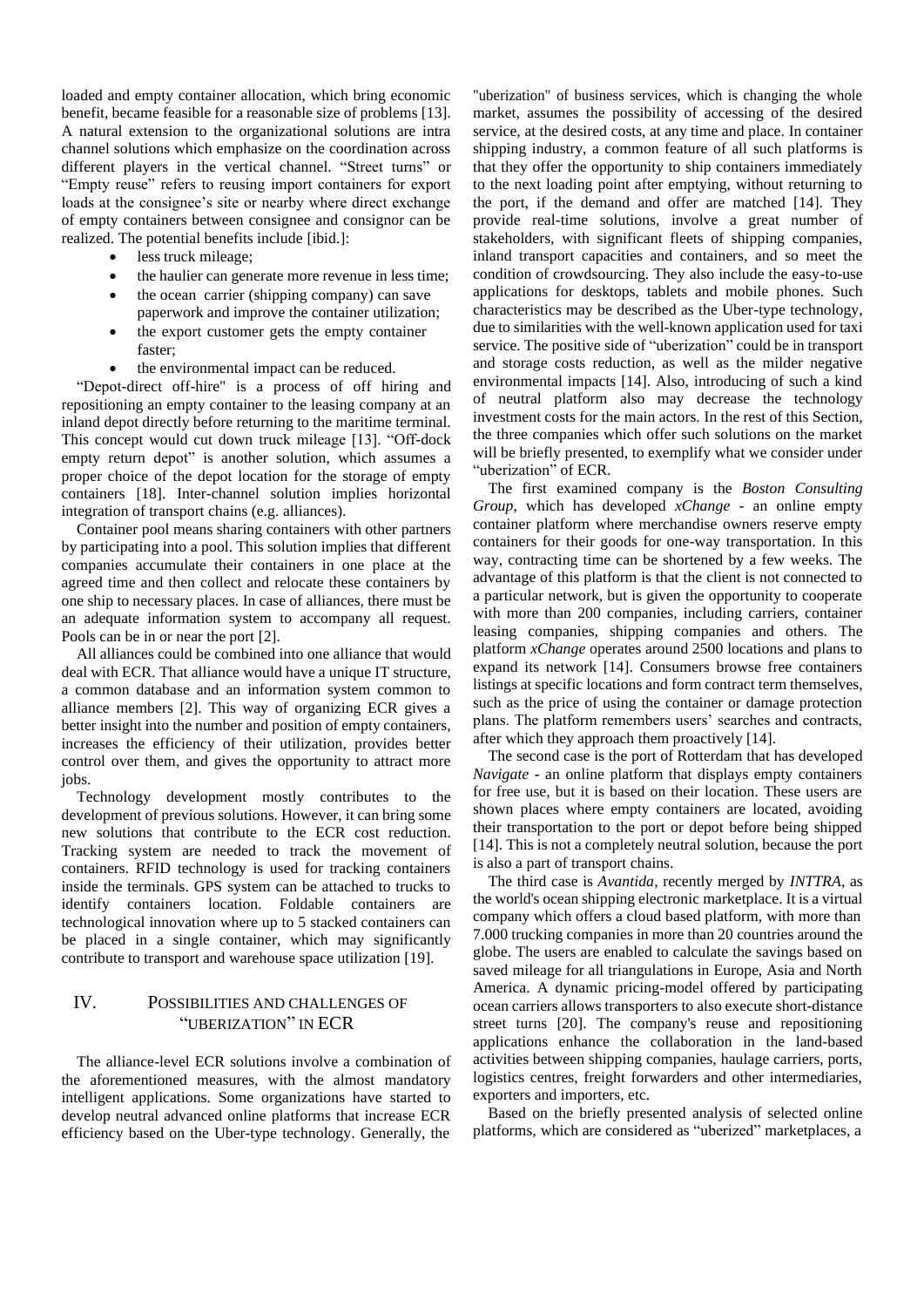loaded and empty container allocation, which bring economic benefit, became feasible for a reasonable size of problems [13]. A natural extension to the organizational solutions are intra channel solutions which emphasize on the coordination across different players in the vertical channel. "Street turns" or "Empty reuse" refers to reusing import containers for export loads at the consignee's site or nearby where direct exchange of empty containers between consignee and consignor can be realized. The potential benefits include [ibid.]:

- less truck mileage;
- the haulier can generate more revenue in less time;
- the ocean carrier (shipping company) can save paperwork and improve the container utilization;
- the export customer gets the empty container faster;
- the environmental impact can be reduced.

"Depot-direct off-hire" is a process of off hiring and repositioning an empty container to the leasing company at an inland depot directly before returning to the maritime terminal. This concept would cut down truck mileage [13]. "Off-dock empty return depot" is another solution, which assumes a proper choice of the depot location for the storage of empty containers [18]. Inter-channel solution implies horizontal integration of transport chains (e.g. alliances).

Container pool means sharing containers with other partners by participating into a pool. This solution implies that different companies accumulate their containers in one place at the agreed time and then collect and relocate these containers by one ship to necessary places. In case of alliances, there must be an adequate information system to accompany all request. Pools can be in or near the port [2].

All alliances could be combined into one alliance that would deal with ECR. That alliance would have a unique IT structure, a common database and an information system common to alliance members [2]. This way of organizing ECR gives a better insight into the number and position of empty containers, increases the efficiency of their utilization, provides better control over them, and gives the opportunity to attract more jobs.

Technology development mostly contributes to the development of previous solutions. However, it can bring some new solutions that contribute to the ECR cost reduction. Tracking system are needed to track the movement of containers. RFID technology is used for tracking containers inside the terminals. GPS system can be attached to trucks to identify containers location. Foldable containers are technological innovation where up to 5 stacked containers can be placed in a single container, which may significantly contribute to transport and warehouse space utilization [19].

## IV. POSSIBILITIES AND CHALLENGES OF "UBERIZATION" IN ECR

The alliance-level ECR solutions involve a combination of the aforementioned measures, with the almost mandatory intelligent applications. Some organizations have started to develop neutral advanced online platforms that increase ECR efficiency based on the Uber-type technology. Generally, the "uberization" of business services, which is changing the whole market, assumes the possibility of accessing of the desired service, at the desired costs, at any time and place. In container shipping industry, a common feature of all such platforms is that they offer the opportunity to ship containers immediately to the next loading point after emptying, without returning to the port, if the demand and offer are matched [14]. They provide real-time solutions, involve a great number of stakeholders, with significant fleets of shipping companies, inland transport capacities and containers, and so meet the condition of crowdsourcing. They also include the easy-to-use applications for desktops, tablets and mobile phones. Such characteristics may be described as the Uber-type technology, due to similarities with the well-known application used for taxi service. The positive side of "uberization" could be in transport and storage costs reduction, as well as the milder negative environmental impacts [14]. Also, introducing of such a kind of neutral platform also may decrease the technology investment costs for the main actors. In the rest of this Section, the three companies which offer such solutions on the market will be briefly presented, to exemplify what we consider under "uberization" of ECR.

The first examined company is the *Boston Consulting Group*, which has developed *xChange* - an online empty container platform where merchandise owners reserve empty containers for their goods for one-way transportation. In this way, contracting time can be shortened by a few weeks. The advantage of this platform is that the client is not connected to a particular network, but is given the opportunity to cooperate with more than 200 companies, including carriers, container leasing companies, shipping companies and others. The platform *xChange* operates around 2500 locations and plans to expand its network [14]. Consumers browse free containers listings at specific locations and form contract term themselves, such as the price of using the container or damage protection plans. The platform remembers users' searches and contracts, after which they approach them proactively [14].

The second case is the port of Rotterdam that has developed *Navigate* - an online platform that displays empty containers for free use, but it is based on their location. These users are shown places where empty containers are located, avoiding their transportation to the port or depot before being shipped [14]. This is not a completely neutral solution, because the port is also a part of transport chains.

The third case is *Avantida*, recently merged by *INTTRA*, as the world's ocean shipping electronic marketplace. It is a virtual company which offers a cloud based platform, with more than 7.000 trucking companies in more than 20 countries around the globe. The users are enabled to calculate the savings based on saved mileage for all triangulations in Europe, Asia and North America. A dynamic pricing-model offered by participating ocean carriers allows transporters to also execute short-distance street turns [20]. The company's reuse and repositioning applications enhance the collaboration in the land-based activities between shipping companies, haulage carriers, ports, logistics centres, freight forwarders and other intermediaries, exporters and importers, etc.

Based on the briefly presented analysis of selected online platforms, which are considered as "uberized" marketplaces, a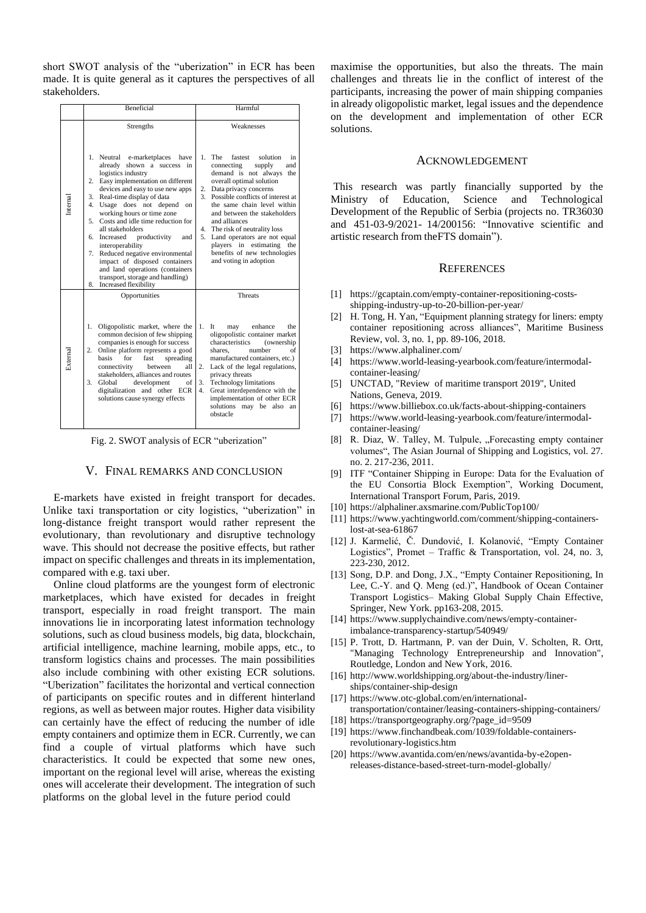short SWOT analysis of the "uberization" in ECR has been made. It is quite general as it captures the perspectives of all stakeholders.

| | Beneficial | Harmful |
|---|---|---|
| | Strengths | Weaknesses |
| Internal | 1. Neutral e-marketplaces have already shown a success in logistics industry<br>2. Easy implementation on different devices and easy to use new apps<br>3. Real-time display of data<br>4. Usage does not depend on working hours or time zone<br>5. Costs and idle time reduction for all stakeholders<br>6. Increased productivity and interoperability<br>7. Reduced negative environmental impact of disposed containers and land operations (containers transport, storage and handling)<br>8. Increased flexibility | 1. The fastest solution in connecting supply and demand is not always the overall optimal solution<br>2. Data privacy concerns<br>3. Possible conflicts of interest at the same chain level within and between the stakeholders and alliances<br>4. The risk of neutrality loss<br>5. Land operators are not equal players in estimating the benefits of new technologies and voting in adoption |
| | Opportunities | Threats |
| External | 1. Oligopolistic market, where the common decision of few shipping companies is enough for success<br>2. Online platform represents a good basis for fast spreading connectivity between all stakeholders, alliances and routes<br>3. Global development of digitalization and other ECR solutions cause synergy effects | 1. It may enhance the oligopolistic container market characteristics (ownership shares, number of manufactured containers, etc.)<br>2. Lack of the legal regulations, privacy threats<br>3. Technology limitations<br>4. Great interdependence with the implementation of other ECR solutions may be also an obstacle |

Fig. 2. SWOT analysis of ECR "uberization"

## V. Final Remarks and Conclusion

E-markets have existed in freight transport for decades. Unlike taxi transportation or city logistics, "uberization" in long-distance freight transport would rather represent the evolutionary, than revolutionary and disruptive technology wave. This should not decrease the positive effects, but rather impact on specific challenges and threats in its implementation, compared with e.g. taxi uber.

Online cloud platforms are the youngest form of electronic marketplaces, which have existed for decades in freight transport, especially in road freight transport. The main innovations lie in incorporating latest information technology solutions, such as cloud business models, big data, blockchain, artificial intelligence, machine learning, mobile apps, etc., to transform logistics chains and processes. The main possibilities also include combining with other existing ECR solutions. "Uberization" facilitates the horizontal and vertical connection of participants on specific routes and in different hinterland regions, as well as between major routes. Higher data visibility can certainly have the effect of reducing the number of idle empty containers and optimize them in ECR. Currently, we can find a couple of virtual platforms which have such characteristics. It could be expected that some new ones, important on the regional level will arise, whereas the existing ones will accelerate their development. The integration of such platforms on the global level in the future period could maximise the opportunities, but also the threats. The main challenges and threats lie in the conflict of interest of the participants, increasing the power of main shipping companies in already oligopolistic market, legal issues and the dependence on the development and implementation of other ECR solutions.

## Acknowledgement

This research was partly financially supported by the Ministry of Education, Science and Technological Development of the Republic of Serbia (projects no. TR36030 and 451-03-9/2021- 14/200156: "Innovative scientific and artistic research from theFTS domain").

## References

[1] https://gcaptain.com/empty-container-repositioning-costs-shipping-industry-up-to-20-billion-per-year/

[2] H. Tong, H. Yan, "Equipment planning strategy for liners: empty container repositioning across alliances", Maritime Business Review, vol. 3, no. 1, pp. 89-106, 2018.

[3] https://www.alphaliner.com/

[4] https://www.world-leasing-yearbook.com/feature/intermodal-container-leasing/

[5] UNCTAD, "Review of maritime transport 2019", United Nations, Geneva, 2019.

[6] https://www.billiebox.co.uk/facts-about-shipping-containers

[7] https://www.world-leasing-yearbook.com/feature/intermodal-container-leasing/

[8] R. Diaz, W. Talley, M. Tulpule, „Forecasting empty container volumes", The Asian Journal of Shipping and Logistics, vol. 27. no. 2. 217-236, 2011.

[9] ITF "Container Shipping in Europe: Data for the Evaluation of the EU Consortia Block Exemption", Working Document, International Transport Forum, Paris, 2019.

[10] https://alphaliner.axsmarine.com/PublicTop100/

[11] https://www.yachtingworld.com/comment/shipping-containers-lost-at-sea-61867

[12] J. Karmelić, Č. Dundović, I. Kolanović, "Empty Container Logistics", Promet – Traffic & Transportation, vol. 24, no. 3, 223-230, 2012.

[13] Song, D.P. and Dong, J.X., "Empty Container Repositioning, In Lee, C.-Y. and Q. Meng (ed.)", Handbook of Ocean Container Transport Logistics– Making Global Supply Chain Effective, Springer, New York. pp163-208, 2015.

[14] https://www.supplychaindive.com/news/empty-container-imbalance-transparency-startup/540949/

[15] P. Trott, D. Hartmann, P. van der Duin, V. Scholten, R. Ortt, "Managing Technology Entrepreneurship and Innovation", Routledge, London and New York, 2016.

[16] http://www.worldshipping.org/about-the-industry/liner-ships/container-ship-design

[17] https://www.otc-global.com/en/international-transportation/container/leasing-containers-shipping-containers/

[18] https://transportgeography.org/?page_id=9509

[19] https://www.finchandbeak.com/1039/foldable-containers-revolutionary-logistics.htm

[20] https://www.avantida.com/en/news/avantida-by-e2open-releases-distance-based-street-turn-model-globally/